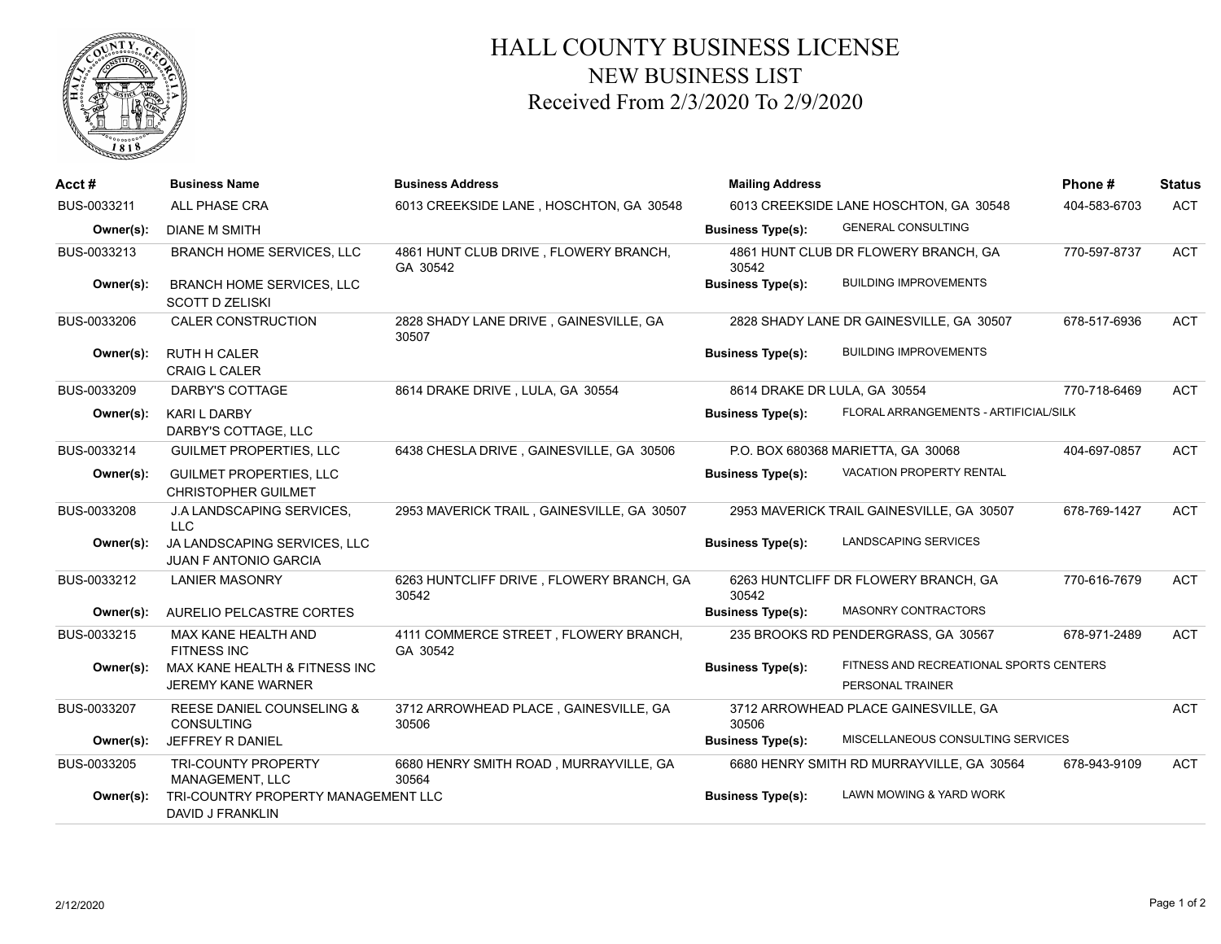# HALL COUNTY BUSINESS LICENSE
## NEW BUSINESS LIST
### Received From 2/3/2020 To 2/9/2020

| Acct # | Business Name | Business Address | Mailing Address | Phone # | Status |
|---|---|---|---|---|---|
| BUS-0033211 | ALL PHASE CRA | 6013 CREEKSIDE LANE , HOSCHTON, GA 30548 | 6013 CREEKSIDE LANE HOSCHTON, GA 30548 | 404-583-6703 | ACT |
| **Owner(s):** | DIANE M SMITH | | **Business Type(s):** GENERAL CONSULTING | | |
| BUS-0033213 | BRANCH HOME SERVICES, LLC | 4861 HUNT CLUB DRIVE , FLOWERY BRANCH, GA 30542 | 4861 HUNT CLUB DR FLOWERY BRANCH, GA 30542 | 770-597-8737 | ACT |
| **Owner(s):** | BRANCH HOME SERVICES, LLC<br>SCOTT D ZELISKI | | **Business Type(s):** BUILDING IMPROVEMENTS | | |
| BUS-0033206 | CALER CONSTRUCTION | 2828 SHADY LANE DRIVE , GAINESVILLE, GA 30507 | 2828 SHADY LANE DR GAINESVILLE, GA 30507 | 678-517-6936 | ACT |
| **Owner(s):** | RUTH H CALER<br>CRAIG L CALER | | **Business Type(s):** BUILDING IMPROVEMENTS | | |
| BUS-0033209 | DARBY'S COTTAGE | 8614 DRAKE DRIVE , LULA, GA 30554 | 8614 DRAKE DR LULA, GA 30554 | 770-718-6469 | ACT |
| **Owner(s):** | KARI L DARBY<br>DARBY'S COTTAGE, LLC | | **Business Type(s):** FLORAL ARRANGEMENTS - ARTIFICIAL/SILK | | |
| BUS-0033214 | GUILMET PROPERTIES, LLC | 6438 CHESLA DRIVE , GAINESVILLE, GA 30506 | P.O. BOX 680368 MARIETTA, GA 30068 | 404-697-0857 | ACT |
| **Owner(s):** | GUILMET PROPERTIES, LLC<br>CHRISTOPHER GUILMET | | **Business Type(s):** VACATION PROPERTY RENTAL | | |
| BUS-0033208 | J.A LANDSCAPING SERVICES, LLC | 2953 MAVERICK TRAIL , GAINESVILLE, GA 30507 | 2953 MAVERICK TRAIL GAINESVILLE, GA 30507 | 678-769-1427 | ACT |
| **Owner(s):** | JA LANDSCAPING SERVICES, LLC<br>JUAN F ANTONIO GARCIA | | **Business Type(s):** LANDSCAPING SERVICES | | |
| BUS-0033212 | LANIER MASONRY | 6263 HUNTCLIFF DRIVE , FLOWERY BRANCH, GA 30542 | 6263 HUNTCLIFF DR FLOWERY BRANCH, GA 30542 | 770-616-7679 | ACT |
| **Owner(s):** | AURELIO PELCASTRE CORTES | | **Business Type(s):** MASONRY CONTRACTORS | | |
| BUS-0033215 | MAX KANE HEALTH AND FITNESS INC | 4111 COMMERCE STREET , FLOWERY BRANCH, GA 30542 | 235 BROOKS RD PENDERGRASS, GA 30567 | 678-971-2489 | ACT |
| **Owner(s):** | MAX KANE HEALTH & FITNESS INC<br>JEREMY KANE WARNER | | **Business Type(s):** FITNESS AND RECREATIONAL SPORTS CENTERS<br>PERSONAL TRAINER | | |
| BUS-0033207 | REESE DANIEL COUNSELING & CONSULTING | 3712 ARROWHEAD PLACE , GAINESVILLE, GA 30506 | 3712 ARROWHEAD PLACE GAINESVILLE, GA 30506 | | ACT |
| **Owner(s):** | JEFFREY R DANIEL | | **Business Type(s):** MISCELLANEOUS CONSULTING SERVICES | | |
| BUS-0033205 | TRI-COUNTY PROPERTY MANAGEMENT, LLC | 6680 HENRY SMITH ROAD , MURRAYVILLE, GA 30564 | 6680 HENRY SMITH RD MURRAYVILLE, GA 30564 | 678-943-9109 | ACT |
| **Owner(s):** | TRI-COUNTRY PROPERTY MANAGEMENT LLC<br>DAVID J FRANKLIN | | **Business Type(s):** LAWN MOWING & YARD WORK | | |

2/12/2020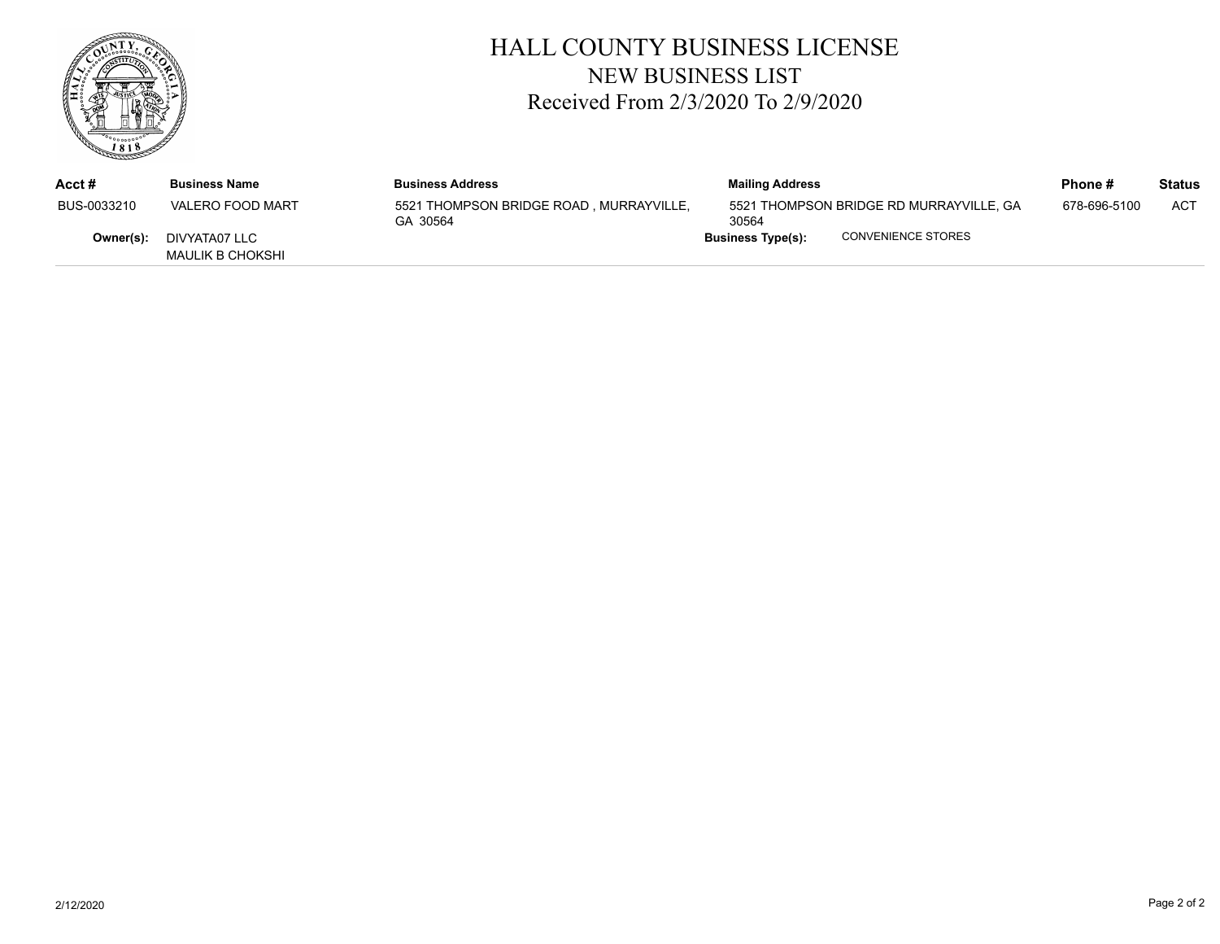# HALL COUNTY BUSINESS LICENSE

## NEW BUSINESS LIST

## Received From 2/3/2020 To 2/9/2020

| Acct # | Business Name | Business Address | Mailing Address | Phone # | Status |
|---|---|---|---|---|---|
| BUS-0033210 | VALERO FOOD MART | 5521 THOMPSON BRIDGE ROAD , MURRAYVILLE, GA 30564 | 5521 THOMPSON BRIDGE RD MURRAYVILLE, GA 30564 | 678-696-5100 | ACT |
| **Owner(s):** | DIVYATA07 LLC<br>MAULIK B CHOKSHI | | **Business Type(s):** CONVENIENCE STORES | | |

2/12/2020